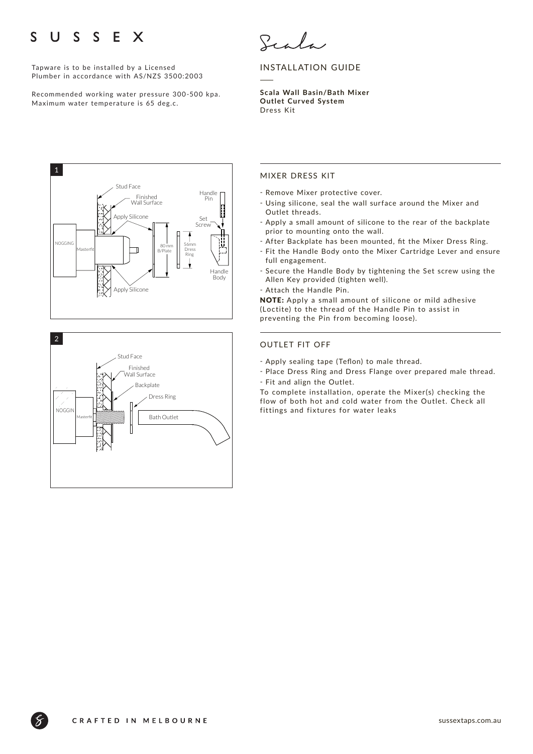# SUSSEX

Tapware is to be installed by a Licensed Plumber in accordance with AS/NZS 3500:2003

Recommended working water pressure 300-500 kpa. Maximum water temperature is 65 deg.c.

Scala

## INSTALLATION GUIDE

**Scala Wall Basin/Bath Mixer**
**Outlet Curved System**
Dress Kit

1

Stud Face
Finished Wall Surface
Apply Silicone
NOGGING
Masterfit
80 mm B/Plate
56mm Dress Ring
Handle Pin
Set Screw
Handle Body
Apply Silicone

2

Stud Face
Finished Wall Surface
Backplate
Dress Ring
NOGGIN
Masterfit
Bath Outlet

### MIXER DRESS KIT

- Remove Mixer protective cover.
- Using silicone, seal the wall surface around the Mixer and Outlet threads.
- Apply a small amount of silicone to the rear of the backplate prior to mounting onto the wall.
- After Backplate has been mounted, fit the Mixer Dress Ring.
- Fit the Handle Body onto the Mixer Cartridge Lever and ensure full engagement.
- Secure the Handle Body by tightening the Set screw using the Allen Key provided (tighten well).
- Attach the Handle Pin.

**NOTE:** Apply a small amount of silicone or mild adhesive (Loctite) to the thread of the Handle Pin to assist in preventing the Pin from becoming loose).

### OUTLET FIT OFF

- Apply sealing tape (Teflon) to male thread.
- Place Dress Ring and Dress Flange over prepared male thread.
- Fit and align the Outlet.

To complete installation, operate the Mixer(s) checking the flow of both hot and cold water from the Outlet. Check all fittings and fixtures for water leaks

CRAFTED IN MELBOURNE

sussextaps.com.au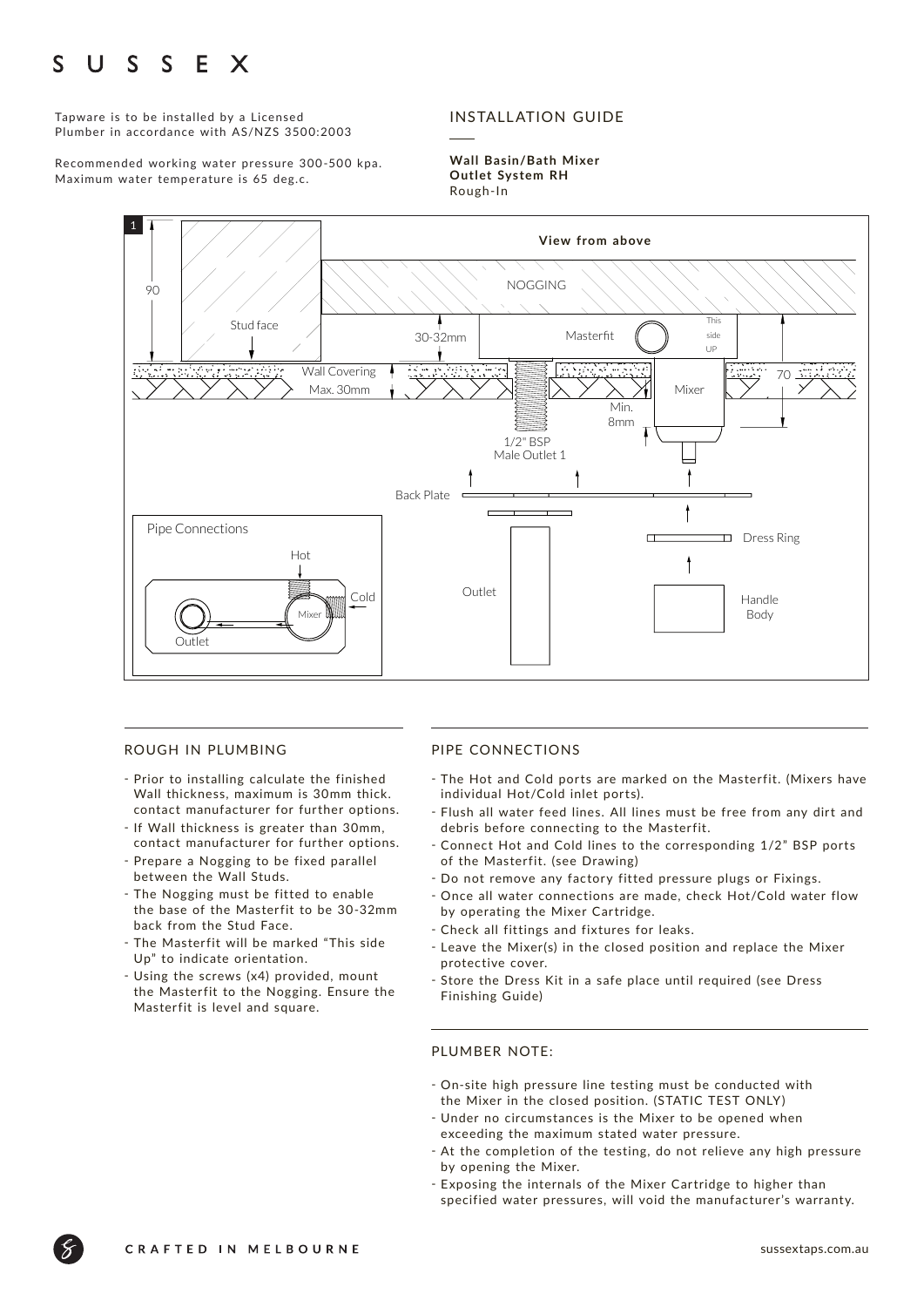# SUSSEX

Tapware is to be installed by a Licensed Plumber in accordance with AS/NZS 3500:2003

Recommended working water pressure 300-500 kpa.
Maximum water temperature is 65 deg.c.

## INSTALLATION GUIDE

**Wall Basin/Bath Mixer**
**Outlet System RH**
Rough-In

1

**View from above**

NOGGING

90

Stud face

30-32mm

Masterfit

This side UP

Wall Covering
Max. 30mm

Mixer

70

Min. 8mm

1/2" BSP
Male Outlet 1

Back Plate

Dress Ring

Outlet

Handle
Body

Pipe Connections

Hot

Cold

Mixer

Outlet

### ROUGH IN PLUMBING

- Prior to installing calculate the finished Wall thickness, maximum is 30mm thick. contact manufacturer for further options.
- If Wall thickness is greater than 30mm, contact manufacturer for further options.
- Prepare a Nogging to be fixed parallel between the Wall Studs.
- The Nogging must be fitted to enable the base of the Masterfit to be 30-32mm back from the Stud Face.
- The Masterfit will be marked "This side Up" to indicate orientation.
- Using the screws (x4) provided, mount the Masterfit to the Nogging. Ensure the Masterfit is level and square.

### PIPE CONNECTIONS

- The Hot and Cold ports are marked on the Masterfit. (Mixers have individual Hot/Cold inlet ports).
- Flush all water feed lines. All lines must be free from any dirt and debris before connecting to the Masterfit.
- Connect Hot and Cold lines to the corresponding 1/2" BSP ports of the Masterfit. (see Drawing)
- Do not remove any factory fitted pressure plugs or Fixings.
- Once all water connections are made, check Hot/Cold water flow by operating the Mixer Cartridge.
- Check all fittings and fixtures for leaks.
- Leave the Mixer(s) in the closed position and replace the Mixer protective cover.
- Store the Dress Kit in a safe place until required (see Dress Finishing Guide)

### PLUMBER NOTE:

- On-site high pressure line testing must be conducted with the Mixer in the closed position. (STATIC TEST ONLY)
- Under no circumstances is the Mixer to be opened when exceeding the maximum stated water pressure.
- At the completion of the testing, do not relieve any high pressure by opening the Mixer.
- Exposing the internals of the Mixer Cartridge to higher than specified water pressures, will void the manufacturer's warranty.

CRAFTED IN MELBOURNE

sussextaps.com.au